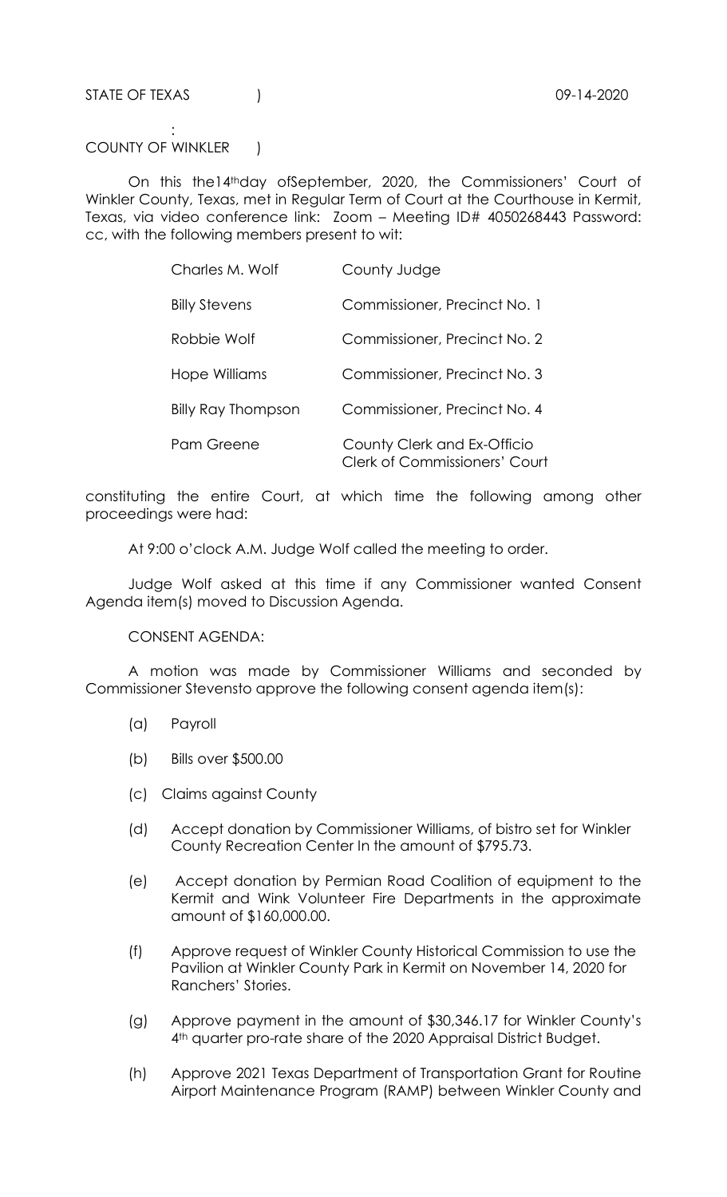STATE OF TEXAS ) 09-14-2020

:

COUNTY OF WINKLER )

On this the14thday ofSeptember, 2020, the Commissioners' Court of Winkler County, Texas, met in Regular Term of Court at the Courthouse in Kermit, Texas, via video conference link: Zoom – Meeting ID# 4050268443 Password: cc, with the following members present to wit:

| | |
|---|---|
| Charles M. Wolf | County Judge |
| Billy Stevens | Commissioner, Precinct No. 1 |
| Robbie Wolf | Commissioner, Precinct No. 2 |
| Hope Williams | Commissioner, Precinct No. 3 |
| Billy Ray Thompson | Commissioner, Precinct No. 4 |
| Pam Greene | County Clerk and Ex-Officio Clerk of Commissioners' Court |

constituting the entire Court, at which time the following among other proceedings were had:

At 9:00 o'clock A.M. Judge Wolf called the meeting to order.

Judge Wolf asked at this time if any Commissioner wanted Consent Agenda item(s) moved to Discussion Agenda.

CONSENT AGENDA:

A motion was made by Commissioner Williams and seconded by Commissioner Stevensto approve the following consent agenda item(s):

(a) Payroll

(b) Bills over $500.00

(c) Claims against County

(d) Accept donation by Commissioner Williams, of bistro set for Winkler County Recreation Center In the amount of $795.73.

(e) Accept donation by Permian Road Coalition of equipment to the Kermit and Wink Volunteer Fire Departments in the approximate amount of $160,000.00.

(f) Approve request of Winkler County Historical Commission to use the Pavilion at Winkler County Park in Kermit on November 14, 2020 for Ranchers' Stories.

(g) Approve payment in the amount of $30,346.17 for Winkler County's 4th quarter pro-rate share of the 2020 Appraisal District Budget.

(h) Approve 2021 Texas Department of Transportation Grant for Routine Airport Maintenance Program (RAMP) between Winkler County and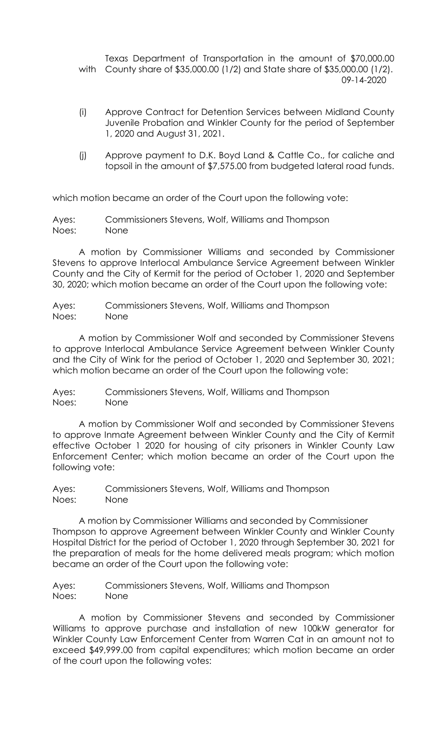Texas Department of Transportation in the amount of $70,000.00 with County share of $35,000.00 (1/2) and State share of $35,000.00 (1/2). 09-14-2020

(i) Approve Contract for Detention Services between Midland County Juvenile Probation and Winkler County for the period of September 1, 2020 and August 31, 2021.

(j) Approve payment to D.K. Boyd Land & Cattle Co., for caliche and topsoil in the amount of $7,575.00 from budgeted lateral road funds.

which motion became an order of the Court upon the following vote:

Ayes: Commissioners Stevens, Wolf, Williams and Thompson
Noes: None

A motion by Commissioner Williams and seconded by Commissioner Stevens to approve Interlocal Ambulance Service Agreement between Winkler County and the City of Kermit for the period of October 1, 2020 and September 30, 2020; which motion became an order of the Court upon the following vote:

Ayes: Commissioners Stevens, Wolf, Williams and Thompson
Noes: None

A motion by Commissioner Wolf and seconded by Commissioner Stevens to approve Interlocal Ambulance Service Agreement between Winkler County and the City of Wink for the period of October 1, 2020 and September 30, 2021; which motion became an order of the Court upon the following vote:

Ayes: Commissioners Stevens, Wolf, Williams and Thompson
Noes: None

A motion by Commissioner Wolf and seconded by Commissioner Stevens to approve Inmate Agreement between Winkler County and the City of Kermit effective October 1 2020 for housing of city prisoners in Winkler County Law Enforcement Center; which motion became an order of the Court upon the following vote:

Ayes: Commissioners Stevens, Wolf, Williams and Thompson
Noes: None

A motion by Commissioner Williams and seconded by Commissioner Thompson to approve Agreement between Winkler County and Winkler County Hospital District for the period of October 1, 2020 through September 30, 2021 for the preparation of meals for the home delivered meals program; which motion became an order of the Court upon the following vote:

Ayes: Commissioners Stevens, Wolf, Williams and Thompson
Noes: None

A motion by Commissioner Stevens and seconded by Commissioner Williams to approve purchase and installation of new 100kW generator for Winkler County Law Enforcement Center from Warren Cat in an amount not to exceed $49,999.00 from capital expenditures; which motion became an order of the court upon the following votes: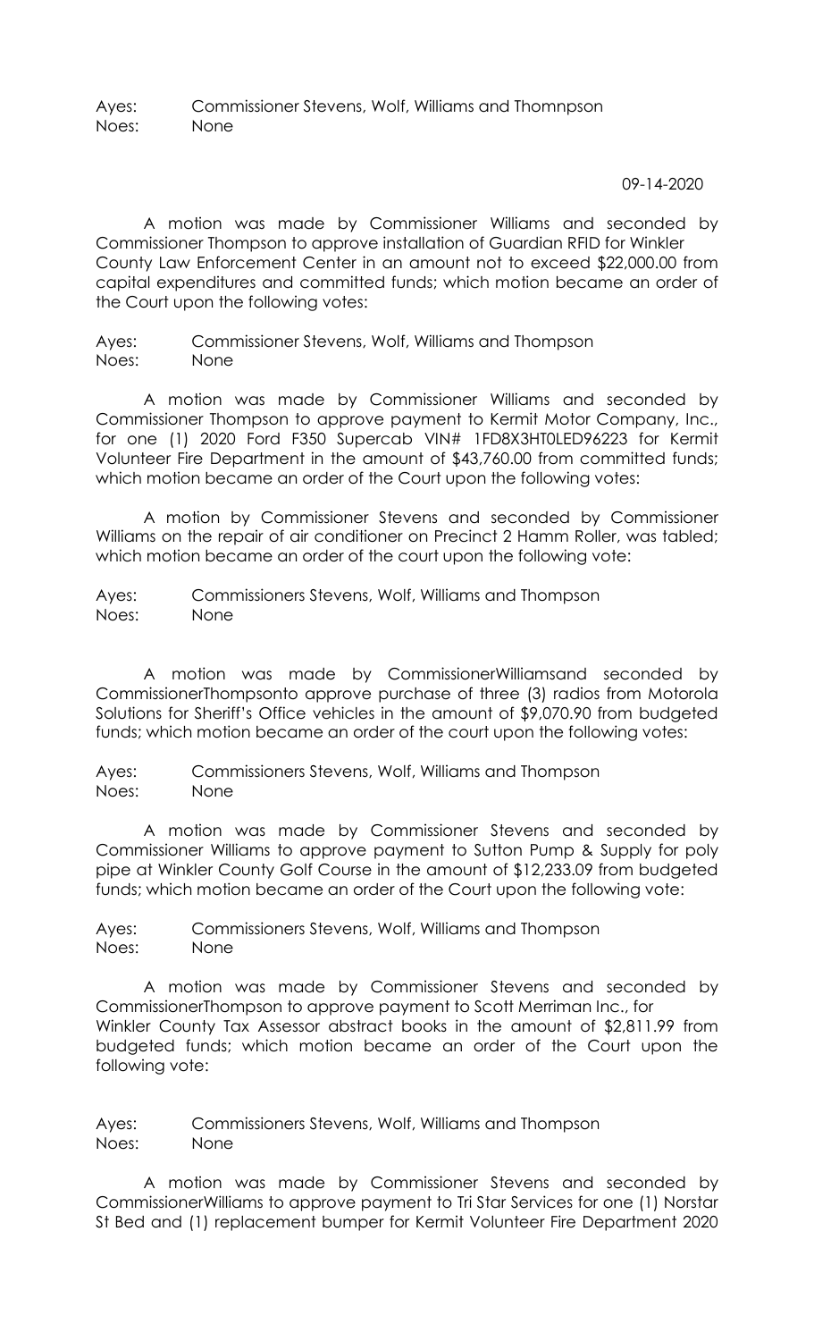Ayes: Commissioner Stevens, Wolf, Williams and Thomnpson
Noes: None

09-14-2020

A motion was made by Commissioner Williams and seconded by Commissioner Thompson to approve installation of Guardian RFID for Winkler County Law Enforcement Center in an amount not to exceed $22,000.00 from capital expenditures and committed funds; which motion became an order of the Court upon the following votes:

Ayes: Commissioner Stevens, Wolf, Williams and Thompson
Noes: None

A motion was made by Commissioner Williams and seconded by Commissioner Thompson to approve payment to Kermit Motor Company, Inc., for one (1) 2020 Ford F350 Supercab VIN# 1FD8X3HT0LED96223 for Kermit Volunteer Fire Department in the amount of $43,760.00 from committed funds; which motion became an order of the Court upon the following votes:

A motion by Commissioner Stevens and seconded by Commissioner Williams on the repair of air conditioner on Precinct 2 Hamm Roller, was tabled; which motion became an order of the court upon the following vote:

Ayes: Commissioners Stevens, Wolf, Williams and Thompson
Noes: None

A motion was made by CommissionerWilliamsand seconded by CommissionerThompsonto approve purchase of three (3) radios from Motorola Solutions for Sheriff's Office vehicles in the amount of $9,070.90 from budgeted funds; which motion became an order of the court upon the following votes:

Ayes: Commissioners Stevens, Wolf, Williams and Thompson
Noes: None

A motion was made by Commissioner Stevens and seconded by Commissioner Williams to approve payment to Sutton Pump & Supply for poly pipe at Winkler County Golf Course in the amount of $12,233.09 from budgeted funds; which motion became an order of the Court upon the following vote:

Ayes: Commissioners Stevens, Wolf, Williams and Thompson
Noes: None

A motion was made by Commissioner Stevens and seconded by CommissionerThompson to approve payment to Scott Merriman Inc., for Winkler County Tax Assessor abstract books in the amount of $2,811.99 from budgeted funds; which motion became an order of the Court upon the following vote:

Ayes: Commissioners Stevens, Wolf, Williams and Thompson
Noes: None

A motion was made by Commissioner Stevens and seconded by CommissionerWilliams to approve payment to Tri Star Services for one (1) Norstar St Bed and (1) replacement bumper for Kermit Volunteer Fire Department 2020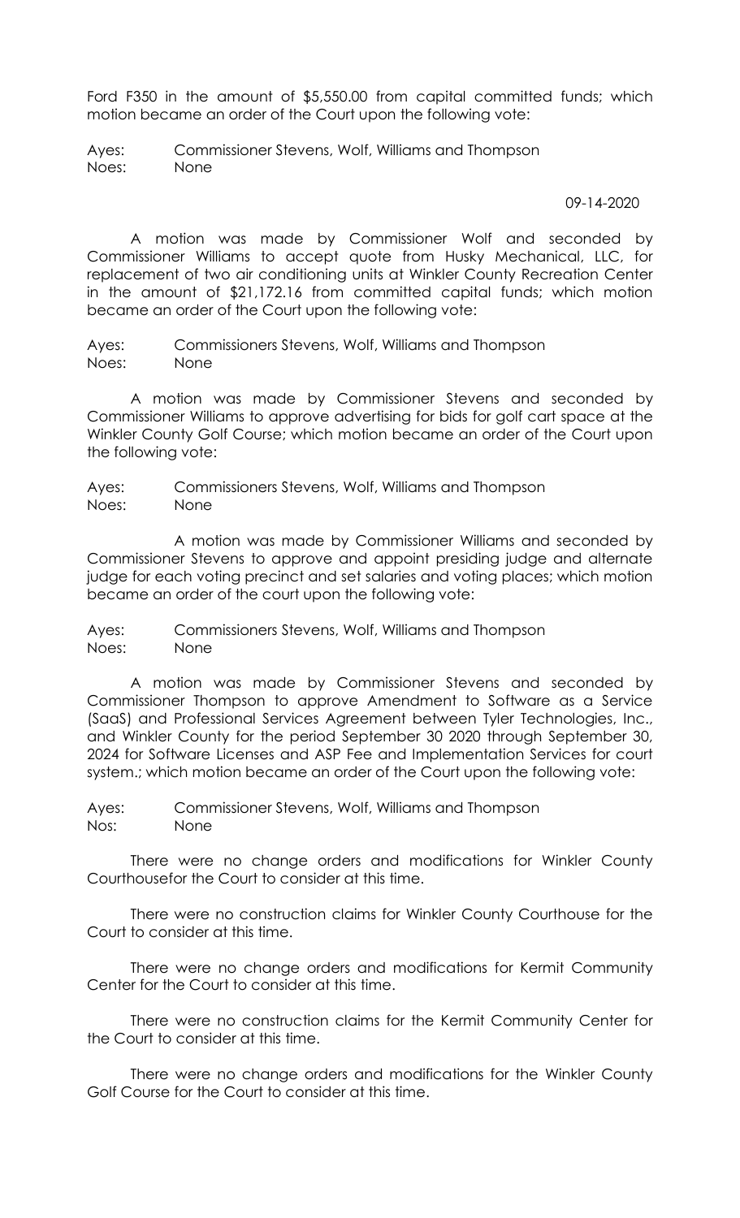Ford F350 in the amount of $5,550.00 from capital committed funds; which motion became an order of the Court upon the following vote:

Ayes: Commissioner Stevens, Wolf, Williams and Thompson
Noes: None

09-14-2020

A motion was made by Commissioner Wolf and seconded by Commissioner Williams to accept quote from Husky Mechanical, LLC, for replacement of two air conditioning units at Winkler County Recreation Center in the amount of $21,172.16 from committed capital funds; which motion became an order of the Court upon the following vote:

Ayes: Commissioners Stevens, Wolf, Williams and Thompson
Noes: None

A motion was made by Commissioner Stevens and seconded by Commissioner Williams to approve advertising for bids for golf cart space at the Winkler County Golf Course; which motion became an order of the Court upon the following vote:

Ayes: Commissioners Stevens, Wolf, Williams and Thompson
Noes: None

A motion was made by Commissioner Williams and seconded by Commissioner Stevens to approve and appoint presiding judge and alternate judge for each voting precinct and set salaries and voting places; which motion became an order of the court upon the following vote:

Ayes: Commissioners Stevens, Wolf, Williams and Thompson
Noes: None

A motion was made by Commissioner Stevens and seconded by Commissioner Thompson to approve Amendment to Software as a Service (SaaS) and Professional Services Agreement between Tyler Technologies, Inc., and Winkler County for the period September 30 2020 through September 30, 2024 for Software Licenses and ASP Fee and Implementation Services for court system.; which motion became an order of the Court upon the following vote:

Ayes: Commissioner Stevens, Wolf, Williams and Thompson
Nos: None

There were no change orders and modifications for Winkler County Courthousefor the Court to consider at this time.

There were no construction claims for Winkler County Courthouse for the Court to consider at this time.

There were no change orders and modifications for Kermit Community Center for the Court to consider at this time.

There were no construction claims for the Kermit Community Center for the Court to consider at this time.

There were no change orders and modifications for the Winkler County Golf Course for the Court to consider at this time.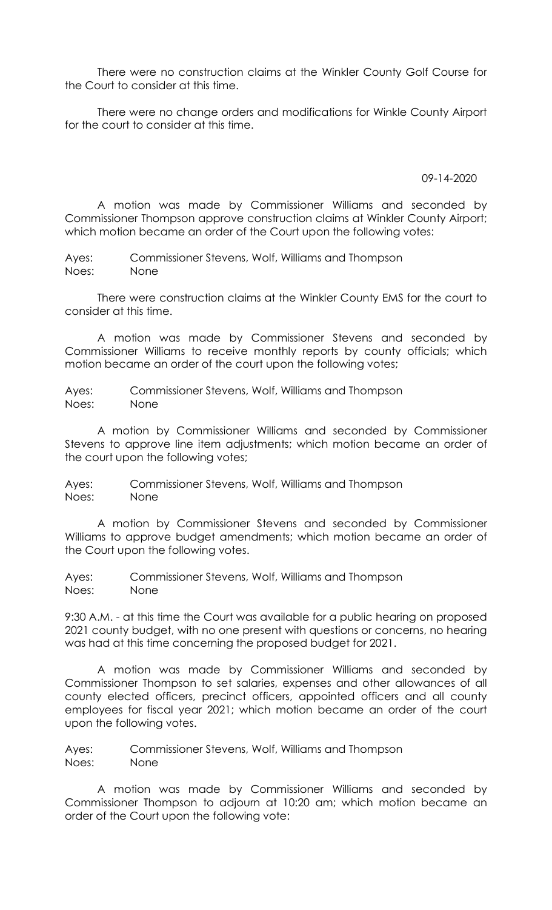There were no construction claims at the Winkler County Golf Course for the Court to consider at this time.

There were no change orders and modifications for Winkle County Airport for the court to consider at this time.

09-14-2020

A motion was made by Commissioner Williams and seconded by Commissioner Thompson approve construction claims at Winkler County Airport; which motion became an order of the Court upon the following votes:

Ayes: Commissioner Stevens, Wolf, Williams and Thompson
Noes: None

There were construction claims at the Winkler County EMS for the court to consider at this time.

A motion was made by Commissioner Stevens and seconded by Commissioner Williams to receive monthly reports by county officials; which motion became an order of the court upon the following votes;

Ayes: Commissioner Stevens, Wolf, Williams and Thompson
Noes: None

A motion by Commissioner Williams and seconded by Commissioner Stevens to approve line item adjustments; which motion became an order of the court upon the following votes;

Ayes: Commissioner Stevens, Wolf, Williams and Thompson
Noes: None

A motion by Commissioner Stevens and seconded by Commissioner Williams to approve budget amendments; which motion became an order of the Court upon the following votes.

Ayes: Commissioner Stevens, Wolf, Williams and Thompson
Noes: None

9:30 A.M. - at this time the Court was available for a public hearing on proposed 2021 county budget, with no one present with questions or concerns, no hearing was had at this time concerning the proposed budget for 2021.

A motion was made by Commissioner Williams and seconded by Commissioner Thompson to set salaries, expenses and other allowances of all county elected officers, precinct officers, appointed officers and all county employees for fiscal year 2021; which motion became an order of the court upon the following votes.

Ayes: Commissioner Stevens, Wolf, Williams and Thompson
Noes: None

A motion was made by Commissioner Williams and seconded by Commissioner Thompson to adjourn at 10:20 am; which motion became an order of the Court upon the following vote: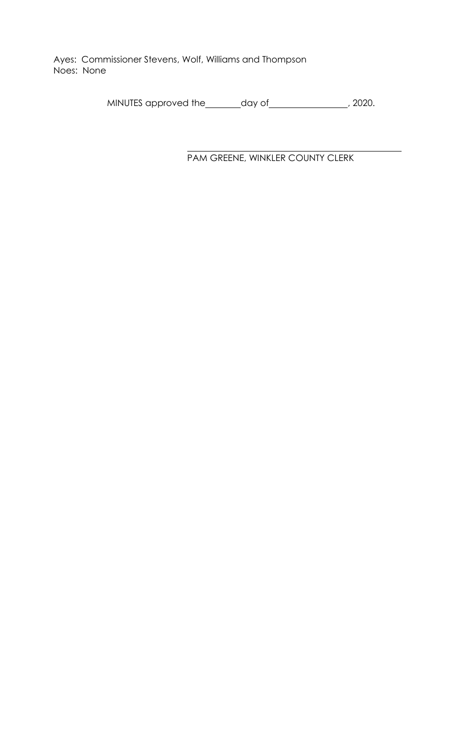Ayes: Commissioner Stevens, Wolf, Williams and Thompson
Noes: None

MINUTES approved the\_\_\_\_\_\_\_\_day of\_\_\_\_\_\_\_\_\_\_\_\_\_\_\_\_\_\_, 2020.

\_\_\_\_\_\_\_\_\_\_\_\_\_\_\_\_\_\_\_\_\_\_\_\_\_\_\_\_\_\_\_\_\_\_\_\_\_\_\_\_

PAM GREENE, WINKLER COUNTY CLERK